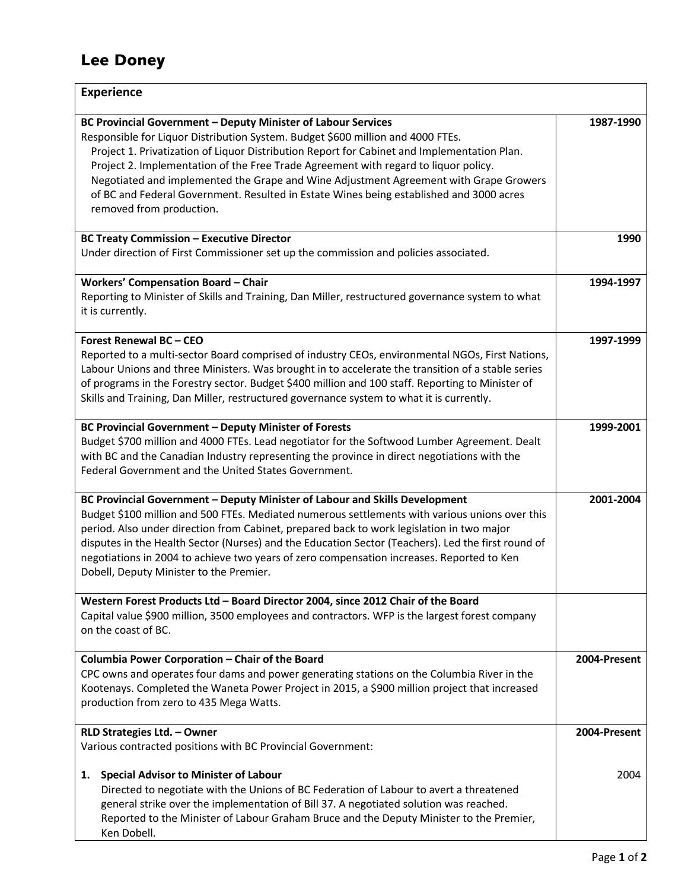# Lee Doney

| Experience | |
|---|---|
| **BC Provincial Government – Deputy Minister of Labour Services**<br>Responsible for Liquor Distribution System. Budget $600 million and 4000 FTEs.<br>Project 1. Privatization of Liquor Distribution Report for Cabinet and Implementation Plan.<br>Project 2. Implementation of the Free Trade Agreement with regard to liquor policy.<br>Negotiated and implemented the Grape and Wine Adjustment Agreement with Grape Growers of BC and Federal Government. Resulted in Estate Wines being established and 3000 acres removed from production. | **1987-1990** |
| **BC Treaty Commission – Executive Director**<br>Under direction of First Commissioner set up the commission and policies associated. | **1990** |
| **Workers' Compensation Board – Chair**<br>Reporting to Minister of Skills and Training, Dan Miller, restructured governance system to what it is currently. | **1994-1997** |
| **Forest Renewal BC – CEO**<br>Reported to a multi-sector Board comprised of industry CEOs, environmental NGOs, First Nations, Labour Unions and three Ministers. Was brought in to accelerate the transition of a stable series of programs in the Forestry sector. Budget $400 million and 100 staff. Reporting to Minister of Skills and Training, Dan Miller, restructured governance system to what it is currently. | **1997-1999** |
| **BC Provincial Government – Deputy Minister of Forests**<br>Budget $700 million and 4000 FTEs. Lead negotiator for the Softwood Lumber Agreement. Dealt with BC and the Canadian Industry representing the province in direct negotiations with the Federal Government and the United States Government. | **1999-2001** |
| **BC Provincial Government – Deputy Minister of Labour and Skills Development**<br>Budget $100 million and 500 FTEs. Mediated numerous settlements with various unions over this period. Also under direction from Cabinet, prepared back to work legislation in two major disputes in the Health Sector (Nurses) and the Education Sector (Teachers). Led the first round of negotiations in 2004 to achieve two years of zero compensation increases. Reported to Ken Dobell, Deputy Minister to the Premier. | **2001-2004** |
| **Western Forest Products Ltd – Board Director 2004, since 2012 Chair of the Board**<br>Capital value $900 million, 3500 employees and contractors. WFP is the largest forest company on the coast of BC. | |
| **Columbia Power Corporation – Chair of the Board**<br>CPC owns and operates four dams and power generating stations on the Columbia River in the Kootenays. Completed the Waneta Power Project in 2015, a $900 million project that increased production from zero to 435 Mega Watts. | **2004-Present** |
| **RLD Strategies Ltd. – Owner**<br>Various contracted positions with BC Provincial Government:<br><br>1. **Special Advisor to Minister of Labour**<br>Directed to negotiate with the Unions of BC Federation of Labour to avert a threatened general strike over the implementation of Bill 37. A negotiated solution was reached. Reported to the Minister of Labour Graham Bruce and the Deputy Minister to the Premier, Ken Dobell. | **2004-Present**<br><br><br>2004 |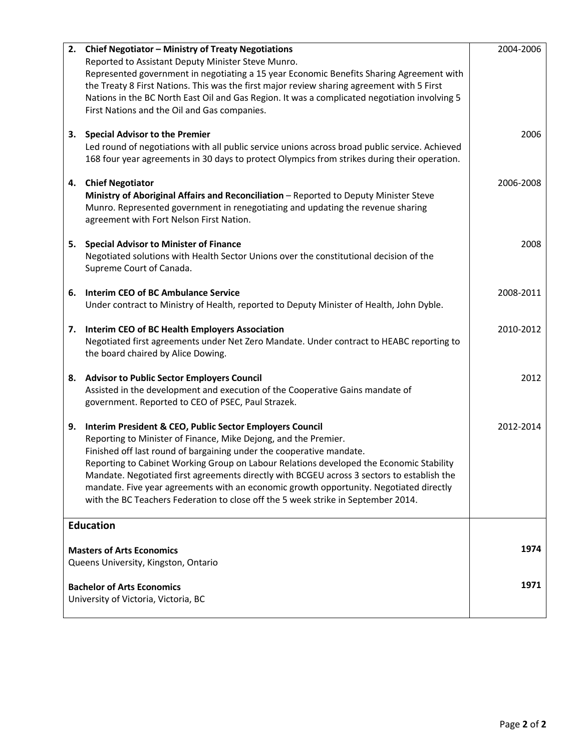| | | |
|---|---|---|
| **2.** | **Chief Negotiator – Ministry of Treaty Negotiations**<br>Reported to Assistant Deputy Minister Steve Munro.<br>Represented government in negotiating a 15 year Economic Benefits Sharing Agreement with the Treaty 8 First Nations. This was the first major review sharing agreement with 5 First Nations in the BC North East Oil and Gas Region. It was a complicated negotiation involving 5 First Nations and the Oil and Gas companies. | 2004-2006 |
| **3.** | **Special Advisor to the Premier**<br>Led round of negotiations with all public service unions across broad public service. Achieved 168 four year agreements in 30 days to protect Olympics from strikes during their operation. | 2006 |
| **4.** | **Chief Negotiator**<br>**Ministry of Aboriginal Affairs and Reconciliation** – Reported to Deputy Minister Steve Munro. Represented government in renegotiating and updating the revenue sharing agreement with Fort Nelson First Nation. | 2006-2008 |
| **5.** | **Special Advisor to Minister of Finance**<br>Negotiated solutions with Health Sector Unions over the constitutional decision of the Supreme Court of Canada. | 2008 |
| **6.** | **Interim CEO of BC Ambulance Service**<br>Under contract to Ministry of Health, reported to Deputy Minister of Health, John Dyble. | 2008-2011 |
| **7.** | **Interim CEO of BC Health Employers Association**<br>Negotiated first agreements under Net Zero Mandate. Under contract to HEABC reporting to the board chaired by Alice Dowing. | 2010-2012 |
| **8.** | **Advisor to Public Sector Employers Council**<br>Assisted in the development and execution of the Cooperative Gains mandate of government. Reported to CEO of PSEC, Paul Strazek. | 2012 |
| **9.** | **Interim President & CEO, Public Sector Employers Council**<br>Reporting to Minister of Finance, Mike Dejong, and the Premier.<br>Finished off last round of bargaining under the cooperative mandate.<br>Reporting to Cabinet Working Group on Labour Relations developed the Economic Stability Mandate. Negotiated first agreements directly with BCGEU across 3 sectors to establish the mandate. Five year agreements with an economic growth opportunity. Negotiated directly with the BC Teachers Federation to close off the 5 week strike in September 2014. | 2012-2014 |

## Education

| | |
|---|---|
| **Masters of Arts Economics**<br>Queens University, Kingston, Ontario | **1974** |
| **Bachelor of Arts Economics**<br>University of Victoria, Victoria, BC | **1971** |